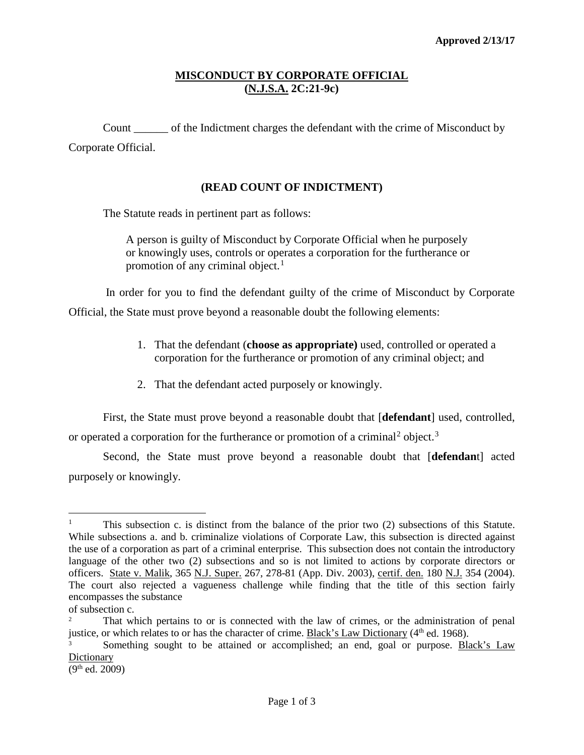Approved 2/13/17

# MISCONDUCT BY CORPORATE OFFICIAL
## (N.J.S.A. 2C:21-9c)

Count ______ of the Indictment charges the defendant with the crime of Misconduct by Corporate Official.

### (READ COUNT OF INDICTMENT)

The Statute reads in pertinent part as follows:

> A person is guilty of Misconduct by Corporate Official when he purposely or knowingly uses, controls or operates a corporation for the furtherance or promotion of any criminal object.[1]

In order for you to find the defendant guilty of the crime of Misconduct by Corporate Official, the State must prove beyond a reasonable doubt the following elements:

1. That the defendant (**choose as appropriate)** used, controlled or operated a corporation for the furtherance or promotion of any criminal object; and
2. That the defendant acted purposely or knowingly.

First, the State must prove beyond a reasonable doubt that [**defendant**] used, controlled, or operated a corporation for the furtherance or promotion of a criminal[2] object.[3]

Second, the State must prove beyond a reasonable doubt that [**defendan**t] acted purposely or knowingly.

---

[1] This subsection c. is distinct from the balance of the prior two (2) subsections of this Statute. While subsections a. and b. criminalize violations of Corporate Law, this subsection is directed against the use of a corporation as part of a criminal enterprise. This subsection does not contain the introductory language of the other two (2) subsections and so is not limited to actions by corporate directors or officers. State v. Malik, 365 N.J. Super. 267, 278-81 (App. Div. 2003), certif. den. 180 N.J. 354 (2004). The court also rejected a vagueness challenge while finding that the title of this section fairly encompasses the substance of subsection c.

[2] That which pertains to or is connected with the law of crimes, or the administration of penal justice, or which relates to or has the character of crime. Black's Law Dictionary (4th ed. 1968).

[3] Something sought to be attained or accomplished; an end, goal or purpose. Black's Law Dictionary (9th ed. 2009)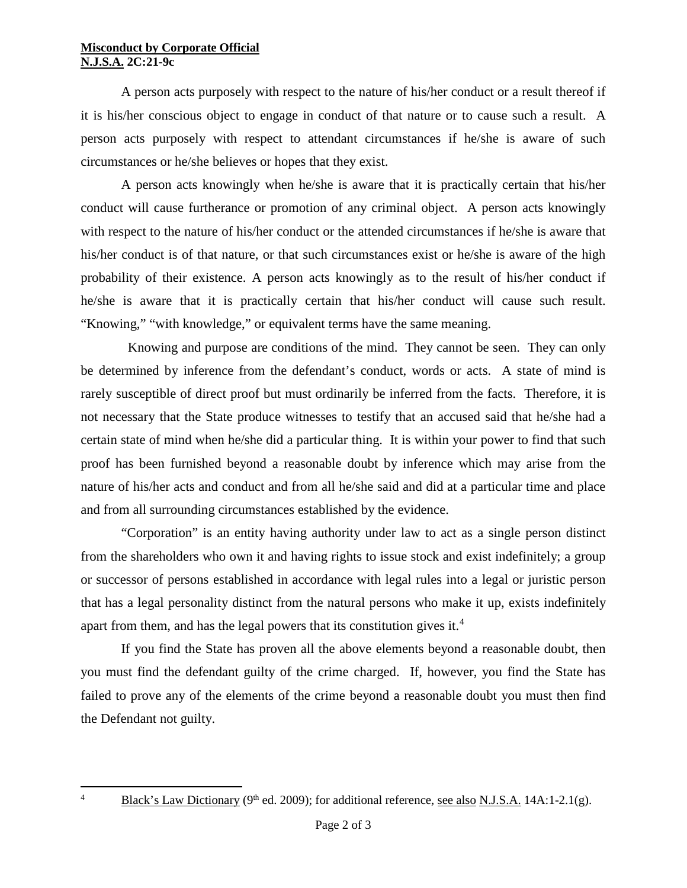A person acts purposely with respect to the nature of his/her conduct or a result thereof if it is his/her conscious object to engage in conduct of that nature or to cause such a result. A person acts purposely with respect to attendant circumstances if he/she is aware of such circumstances or he/she believes or hopes that they exist.

A person acts knowingly when he/she is aware that it is practically certain that his/her conduct will cause furtherance or promotion of any criminal object. A person acts knowingly with respect to the nature of his/her conduct or the attended circumstances if he/she is aware that his/her conduct is of that nature, or that such circumstances exist or he/she is aware of the high probability of their existence. A person acts knowingly as to the result of his/her conduct if he/she is aware that it is practically certain that his/her conduct will cause such result. "Knowing," "with knowledge," or equivalent terms have the same meaning.

Knowing and purpose are conditions of the mind. They cannot be seen. They can only be determined by inference from the defendant's conduct, words or acts. A state of mind is rarely susceptible of direct proof but must ordinarily be inferred from the facts. Therefore, it is not necessary that the State produce witnesses to testify that an accused said that he/she had a certain state of mind when he/she did a particular thing. It is within your power to find that such proof has been furnished beyond a reasonable doubt by inference which may arise from the nature of his/her acts and conduct and from all he/she said and did at a particular time and place and from all surrounding circumstances established by the evidence.

"Corporation" is an entity having authority under law to act as a single person distinct from the shareholders who own it and having rights to issue stock and exist indefinitely; a group or successor of persons established in accordance with legal rules into a legal or juristic person that has a legal personality distinct from the natural persons who make it up, exists indefinitely apart from them, and has the legal powers that its constitution gives it.[4]

If you find the State has proven all the above elements beyond a reasonable doubt, then you must find the defendant guilty of the crime charged. If, however, you find the State has failed to prove any of the elements of the crime beyond a reasonable doubt you must then find the Defendant not guilty.

---

[4] Black's Law Dictionary (9th ed. 2009); for additional reference, see also N.J.S.A. 14A:1-2.1(g).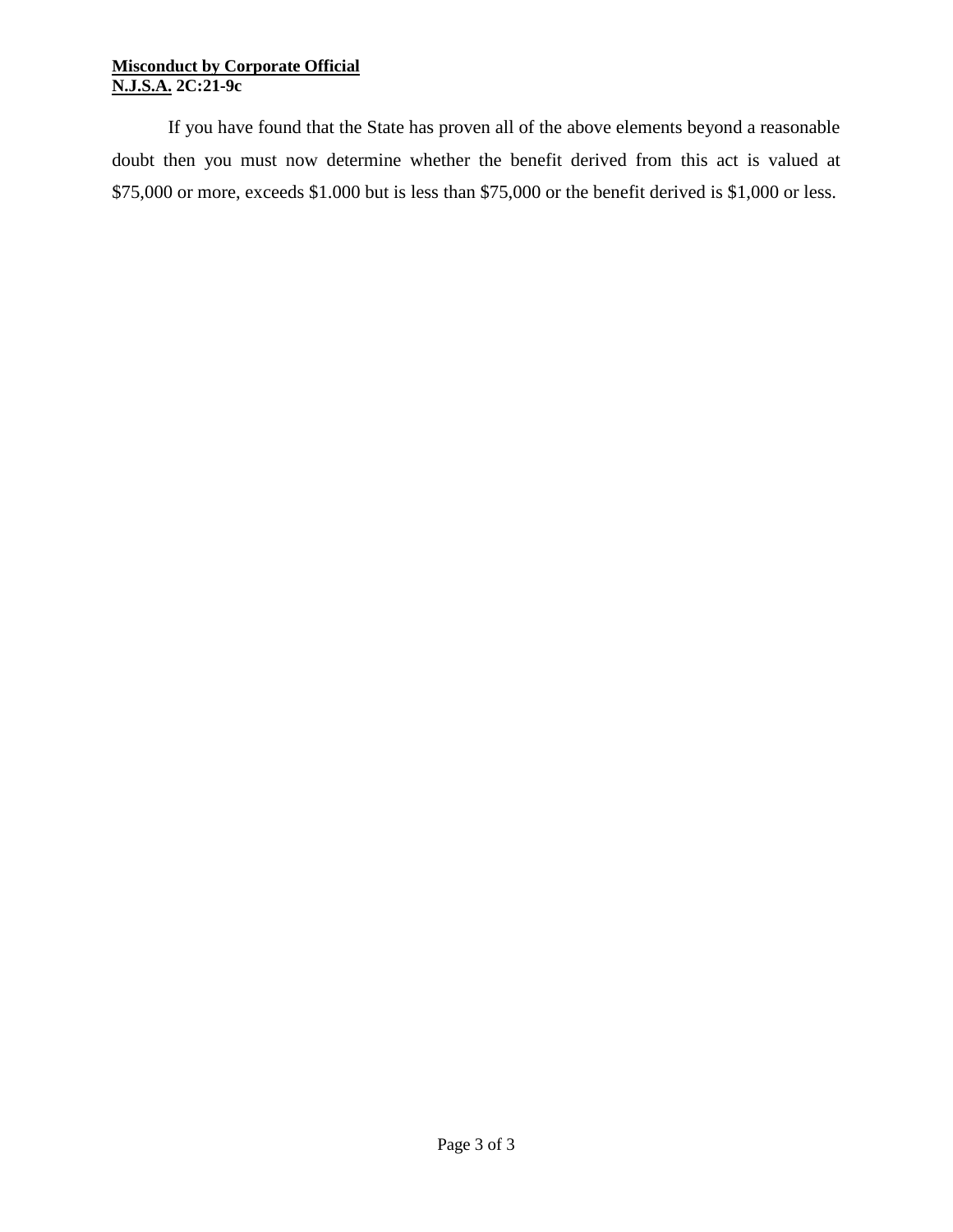If you have found that the State has proven all of the above elements beyond a reasonable doubt then you must now determine whether the benefit derived from this act is valued at $75,000 or more, exceeds $1.000 but is less than $75,000 or the benefit derived is $1,000 or less.